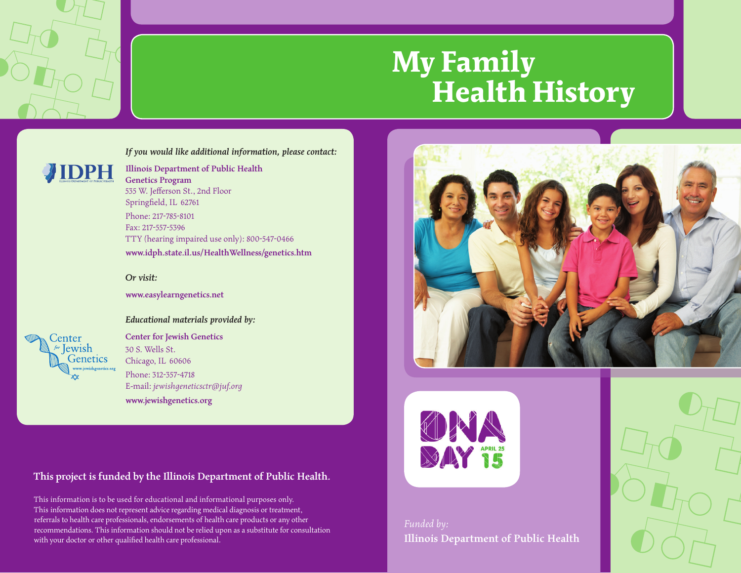# My Family Health History

*If you would like additional information, please contact:*

IDPH

**Illinois Department of Public Health**
**Genetics Program**
535 W. Jefferson St., 2nd Floor
Springfield, IL 62761
Phone: 217-785-8101
Fax: 217-557-5396
TTY (hearing impaired use only): 800-547-0466
**www.idph.state.il.us/HealthWellness/genetics.htm**

*Or visit:*

**www.easylearngenetics.net**

*Educational materials provided by:*

**Center for Jewish Genetics**
30 S. Wells St.
Chicago, IL 60606
Phone: 312-357-4718
E-mail: *jewishgeneticsctr@juf.org*
**www.jewishgenetics.org**

**This project is funded by the Illinois Department of Public Health.**

This information is to be used for educational and informational purposes only. This information does not represent advice regarding medical diagnosis or treatment, referrals to health care professionals, endorsements of health care products or any other recommendations. This information should not be relied upon as a substitute for consultation with your doctor or other qualified health care professional.

DNA DAY APRIL 25 15

*Funded by:*
**Illinois Department of Public Health**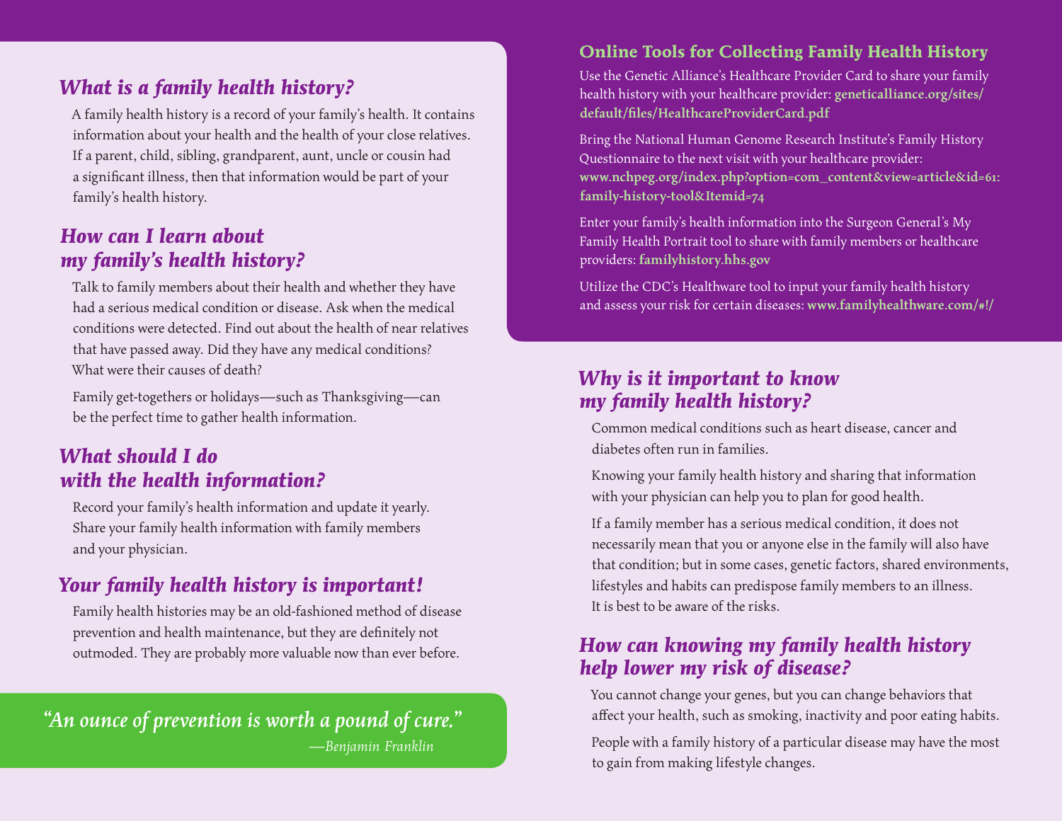## What is a family health history?

A family health history is a record of your family's health. It contains information about your health and the health of your close relatives. If a parent, child, sibling, grandparent, aunt, uncle or cousin had a significant illness, then that information would be part of your family's health history.

## How can I learn about my family's health history?

Talk to family members about their health and whether they have had a serious medical condition or disease. Ask when the medical conditions were detected. Find out about the health of near relatives that have passed away. Did they have any medical conditions? What were their causes of death?

Family get-togethers or holidays—such as Thanksgiving—can be the perfect time to gather health information.

## What should I do with the health information?

Record your family's health information and update it yearly. Share your family health information with family members and your physician.

## Your family health history is important!

Family health histories may be an old-fashioned method of disease prevention and health maintenance, but they are definitely not outmoded. They are probably more valuable now than ever before.

> *"An ounce of prevention is worth a pound of cure."*
>
> *—Benjamin Franklin*

## Online Tools for Collecting Family Health History

Use the Genetic Alliance's Healthcare Provider Card to share your family health history with your healthcare provider: **geneticalliance.org/sites/default/files/HealthcareProviderCard.pdf**

Bring the National Human Genome Research Institute's Family History Questionnaire to the next visit with your healthcare provider: **www.nchpeg.org/index.php?option=com_content&view=article&id=61:family-history-tool&Itemid=74**

Enter your family's health information into the Surgeon General's My Family Health Portrait tool to share with family members or healthcare providers: **familyhistory.hhs.gov**

Utilize the CDC's Healthware tool to input your family health history and assess your risk for certain diseases: **www.familyhealthware.com/#!/**

## Why is it important to know my family health history?

Common medical conditions such as heart disease, cancer and diabetes often run in families.

Knowing your family health history and sharing that information with your physician can help you to plan for good health.

If a family member has a serious medical condition, it does not necessarily mean that you or anyone else in the family will also have that condition; but in some cases, genetic factors, shared environments, lifestyles and habits can predispose family members to an illness. It is best to be aware of the risks.

## How can knowing my family health history help lower my risk of disease?

You cannot change your genes, but you can change behaviors that affect your health, such as smoking, inactivity and poor eating habits.

People with a family history of a particular disease may have the most to gain from making lifestyle changes.